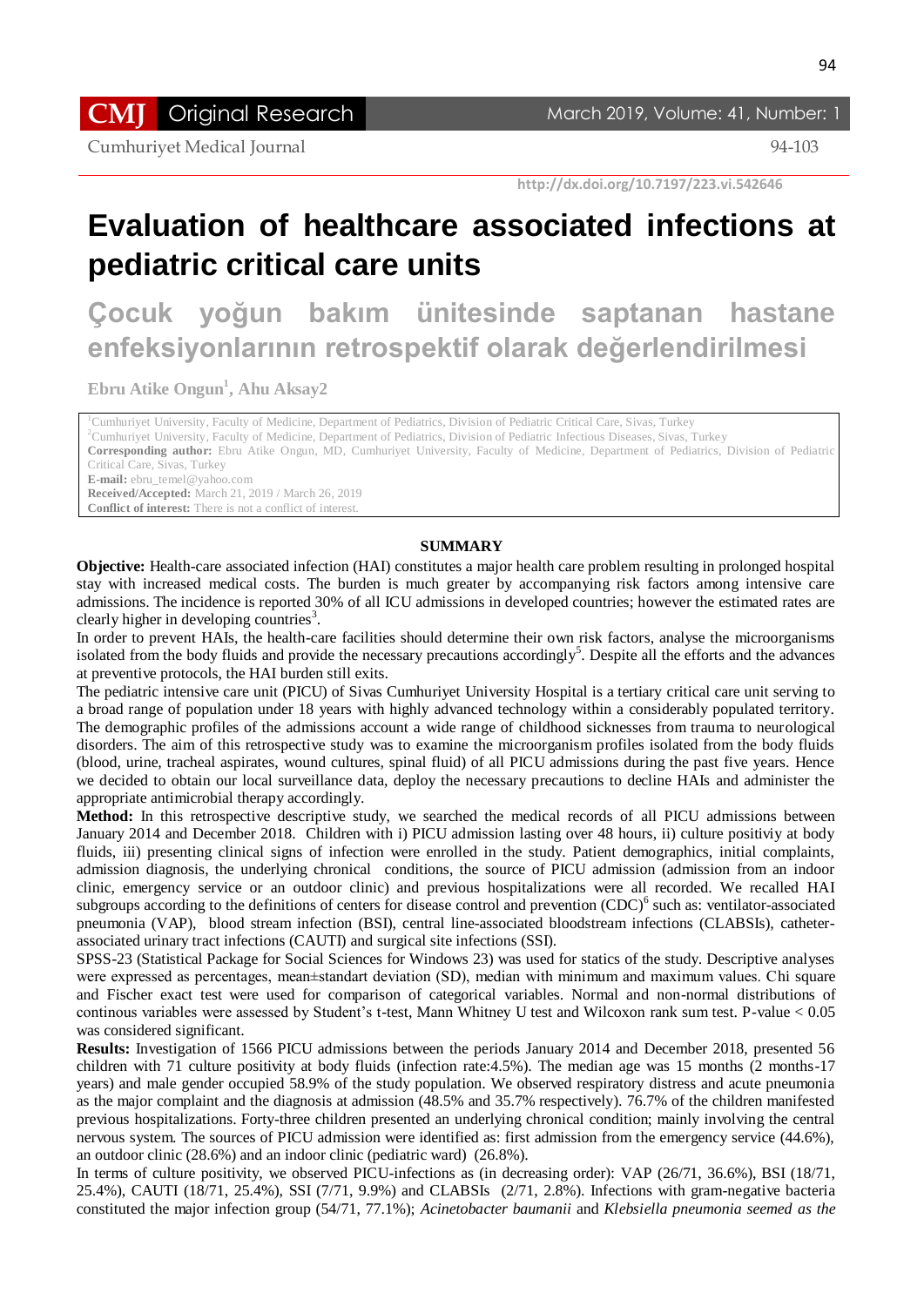Original Research

http://dx.doi.org/10.7197/223.vi.542646

# Evaluation of healthcare associated infections at pediatric critical care units

# Çocuk yoğun bakım ünitesinde saptanan hastane enfeksiyonlarının retrospektif olarak değerlendirilmesi

**Ebru Atike Ongun[1], Ahu Aksay2**

[1]Cumhuriyet University, Faculty of Medicine, Department of Pediatrics, Division of Pediatric Critical Care, Sivas, Turkey
[2]Cumhuriyet University, Faculty of Medicine, Department of Pediatrics, Division of Pediatric Infectious Diseases, Sivas, Turkey
**Corresponding author:** Ebru Atike Ongun, MD, Cumhuriyet University, Faculty of Medicine, Department of Pediatrics, Division of Pediatric Critical Care, Sivas, Turkey
**E-mail:** ebru_temel@yahoo.com
**Received/Accepted:** March 21, 2019 / March 26, 2019
**Conflict of interest:** There is not a conflict of interest.

## SUMMARY

**Objective:** Health-care associated infection (HAI) constitutes a major health care problem resulting in prolonged hospital stay with increased medical costs. The burden is much greater by accompanying risk factors among intensive care admissions. The incidence is reported 30% of all ICU admissions in developed countries; however the estimated rates are clearly higher in developing countries[3].

In order to prevent HAIs, the health-care facilities should determine their own risk factors, analyse the microorganisms isolated from the body fluids and provide the necessary precautions accordingly[5]. Despite all the efforts and the advances at preventive protocols, the HAI burden still exits.

The pediatric intensive care unit (PICU) of Sivas Cumhuriyet University Hospital is a tertiary critical care unit serving to a broad range of population under 18 years with highly advanced technology within a considerably populated territory. The demographic profiles of the admissions account a wide range of childhood sicknesses from trauma to neurological disorders. The aim of this retrospective study was to examine the microorganism profiles isolated from the body fluids (blood, urine, tracheal aspirates, wound cultures, spinal fluid) of all PICU admissions during the past five years. Hence we decided to obtain our local surveillance data, deploy the necessary precautions to decline HAIs and administer the appropriate antimicrobial therapy accordingly.

**Method:** In this retrospective descriptive study, we searched the medical records of all PICU admissions between January 2014 and December 2018. Children with i) PICU admission lasting over 48 hours, ii) culture positiviy at body fluids, iii) presenting clinical signs of infection were enrolled in the study. Patient demographics, initial complaints, admission diagnosis, the underlying chronical conditions, the source of PICU admission (admission from an indoor clinic, emergency service or an outdoor clinic) and previous hospitalizations were all recorded. We recalled HAI subgroups according to the definitions of centers for disease control and prevention (CDC)[6] such as: ventilator-associated pneumonia (VAP), blood stream infection (BSI), central line-associated bloodstream infections (CLABSIs), catheter-associated urinary tract infections (CAUTI) and surgical site infections (SSI).

SPSS-23 (Statistical Package for Social Sciences for Windows 23) was used for statics of the study. Descriptive analyses were expressed as percentages, mean±standart deviation (SD), median with minimum and maximum values. Chi square and Fischer exact test were used for comparison of categorical variables. Normal and non-normal distributions of continous variables were assessed by Student's t-test, Mann Whitney U test and Wilcoxon rank sum test. P-value < 0.05 was considered significant.

**Results:** Investigation of 1566 PICU admissions between the periods January 2014 and December 2018, presented 56 children with 71 culture positivity at body fluids (infection rate:4.5%). The median age was 15 months (2 months-17 years) and male gender occupied 58.9% of the study population. We observed respiratory distress and acute pneumonia as the major complaint and the diagnosis at admission (48.5% and 35.7% respectively). 76.7% of the children manifested previous hospitalizations. Forty-three children presented an underlying chronical condition; mainly involving the central nervous system. The sources of PICU admission were identified as: first admission from the emergency service (44.6%), an outdoor clinic (28.6%) and an indoor clinic (pediatric ward) (26.8%).

In terms of culture positivity, we observed PICU-infections as (in decreasing order): VAP (26/71, 36.6%), BSI (18/71, 25.4%), CAUTI (18/71, 25.4%), SSI (7/71, 9.9%) and CLABSIs (2/71, 2.8%). Infections with gram-negative bacteria constituted the major infection group (54/71, 77.1%); *Acinetobacter baumanii* and *Klebsiella pneumonia seemed as the*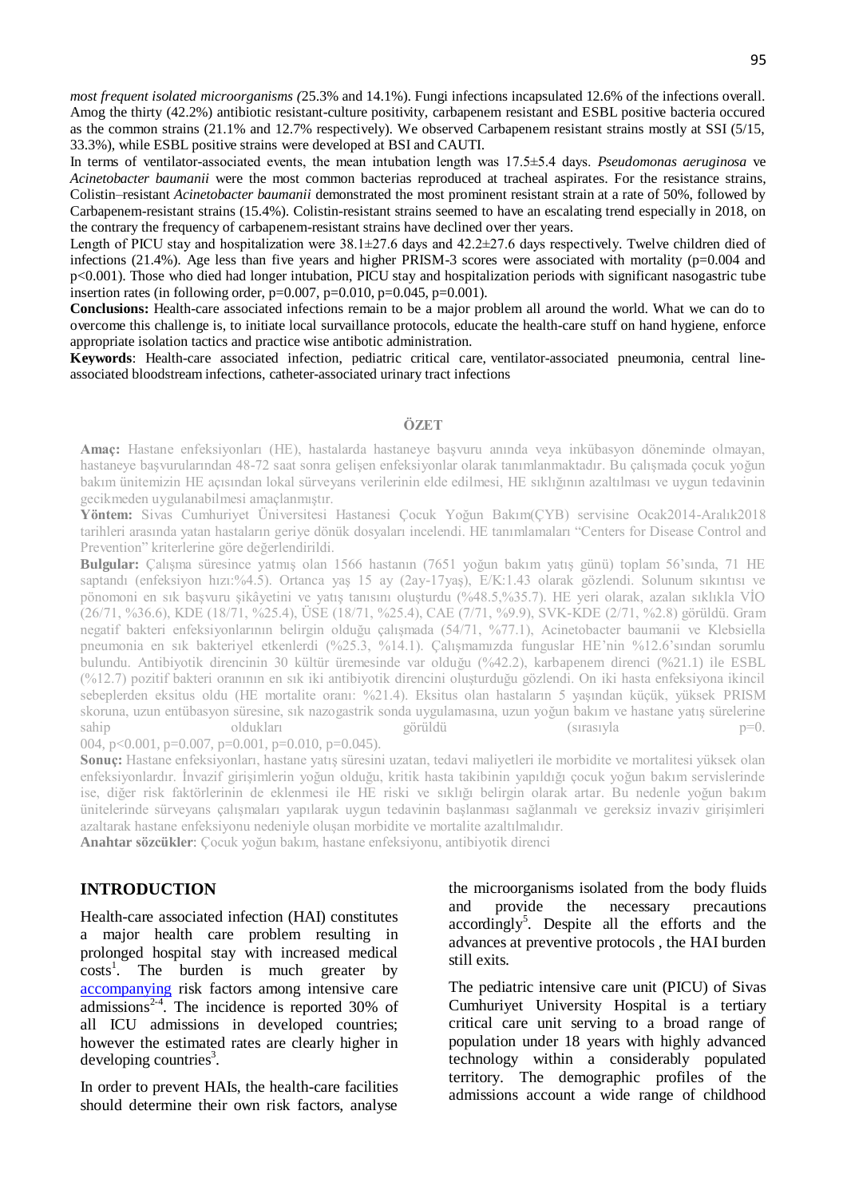*most frequent isolated microorganisms (*25.3% and 14.1%). Fungi infections incapsulated 12.6% of the infections overall. Amog the thirty (42.2%) antibiotic resistant-culture positivity, carbapenem resistant and ESBL positive bacteria occured as the common strains (21.1% and 12.7% respectively). We observed Carbapenem resistant strains mostly at SSI (5/15, 33.3%), while ESBL positive strains were developed at BSI and CAUTI.

In terms of ventilator-associated events, the mean intubation length was 17.5±5.4 days. *Pseudomonas aeruginosa* ve *Acinetobacter baumanii* were the most common bacterias reproduced at tracheal aspirates. For the resistance strains, Colistin–resistant *Acinetobacter baumanii* demonstrated the most prominent resistant strain at a rate of 50%, followed by Carbapenem-resistant strains (15.4%). Colistin-resistant strains seemed to have an escalating trend especially in 2018, on the contrary the frequency of carbapenem-resistant strains have declined over ther years.

Length of PICU stay and hospitalization were 38.1±27.6 days and 42.2±27.6 days respectively. Twelve children died of infections (21.4%). Age less than five years and higher PRISM-3 scores were associated with mortality ($p=0.004$ and $p<0.001$). Those who died had longer intubation, PICU stay and hospitalization periods with significant nasogastric tube insertion rates (in following order, $p=0.007$, $p=0.010$, $p=0.045$, $p=0.001$).

**Conclusions:** Health-care associated infections remain to be a major problem all around the world. What we can do to overcome this challenge is, to initiate local survaillance protocols, educate the health-care stuff on hand hygiene, enforce appropriate isolation tactics and practice wise antibotic administration.

**Keywords**: Health-care associated infection, pediatric critical care, ventilator-associated pneumonia, central line-associated bloodstream infections, catheter-associated urinary tract infections

## ÖZET

**Amaç:** Hastane enfeksiyonları (HE), hastalarda hastaneye başvuru anında veya inkübasyon döneminde olmayan, hastaneye başvurularından 48-72 saat sonra gelişen enfeksiyonlar olarak tanımlanmaktadır. Bu çalışmada çocuk yoğun bakım ünitemizin HE açısından lokal sürveyans verilerinin elde edilmesi, HE sıklığının azaltılması ve uygun tedavinin gecikmeden uygulanabilmesi amaçlanmıştır.

**Yöntem:** Sivas Cumhuriyet Üniversitesi Hastanesi Çocuk Yoğun Bakım(ÇYB) servisine Ocak2014-Aralık2018 tarihleri arasında yatan hastaların geriye dönük dosyaları incelendi. HE tanımlamaları "Centers for Disease Control and Prevention" kriterlerine göre değerlendirildi.

**Bulgular:** Çalışma süresince yatmış olan 1566 hastanın (7651 yoğun bakım yatış günü) toplam 56'sında, 71 HE saptandı (enfeksiyon hızı:%4.5). Ortanca yaş 15 ay (2ay-17yaş), E/K:1.43 olarak gözlendi. Solunum sıkıntısı ve pönomoni en sık başvuru şikâyetini ve yatış tanısını oluşturdu (%48.5,%35.7). HE yeri olarak, azalan sıklıkla VİO (26/71, %36.6), KDE (18/71, %25.4), ÜSE (18/71, %25.4), CAE (7/71, %9.9), SVK-KDE (2/71, %2.8) görüldü. Gram negatif bakteri enfeksiyonlarının belirgin olduğu çalışmada (54/71, %77.1), Acinetobacter baumanii ve Klebsiella pneumonia en sık bakteriyel etkenlerdi (%25.3, %14.1). Çalışmamızda funguslar HE'nin %12.6'sından sorumlu bulundu. Antibiyotik direncinin 30 kültür üremesinde var olduğu (%42.2), karbapenem direnci (%21.1) ile ESBL (%12.7) pozitif bakteri oranının en sık iki antibiyotik direncini oluşturduğu gözlendi. On iki hasta enfeksiyona ikincil sebeplerden eksitus oldu (HE mortalite oranı: %21.4). Eksitus olan hastaların 5 yaşından küçük, yüksek PRISM skoruna, uzun entübasyon süresine, sık nazogastrik sonda uygulamasına, uzun yoğun bakım ve hastane yatış sürelerine sahip oldukları görüldü (sırasıyla $p=0.004$, $p<0.001$, $p=0.007$, $p=0.001$, $p=0.010$, $p=0.045$).

**Sonuç:** Hastane enfeksiyonları, hastane yatış süresini uzatan, tedavi maliyetleri ile morbidite ve mortalitesi yüksek olan enfeksiyonlardır. İnvazif girişimlerin yoğun olduğu, kritik hasta takibinin yapıldığı çocuk yoğun bakım servislerinde ise, diğer risk faktörlerinin de eklenmesi ile HE riski ve sıklığı belirgin olarak artar. Bu nedenle yoğun bakım ünitelerinde sürveyans çalışmaları yapılarak uygun tedavinin başlanması sağlanmalı ve gereksiz invaziv girişimleri azaltarak hastane enfeksiyonu nedeniyle oluşan morbidite ve mortalite azaltılmalıdır.

**Anahtar sözcükler**: Çocuk yoğun bakım, hastane enfeksiyonu, antibiyotik direnci

## INTRODUCTION

Health-care associated infection (HAI) constitutes a major health care problem resulting in prolonged hospital stay with increased medical costs[1]. The burden is much greater by accompanying risk factors among intensive care admissions[2-4]. The incidence is reported 30% of all ICU admissions in developed countries; however the estimated rates are clearly higher in developing countries[3].

In order to prevent HAIs, the health-care facilities should determine their own risk factors, analyse the microorganisms isolated from the body fluids and provide the necessary precautions accordingly[5]. Despite all the efforts and the advances at preventive protocols , the HAI burden still exits.

The pediatric intensive care unit (PICU) of Sivas Cumhuriyet University Hospital is a tertiary critical care unit serving to a broad range of population under 18 years with highly advanced technology within a considerably populated territory. The demographic profiles of the admissions account a wide range of childhood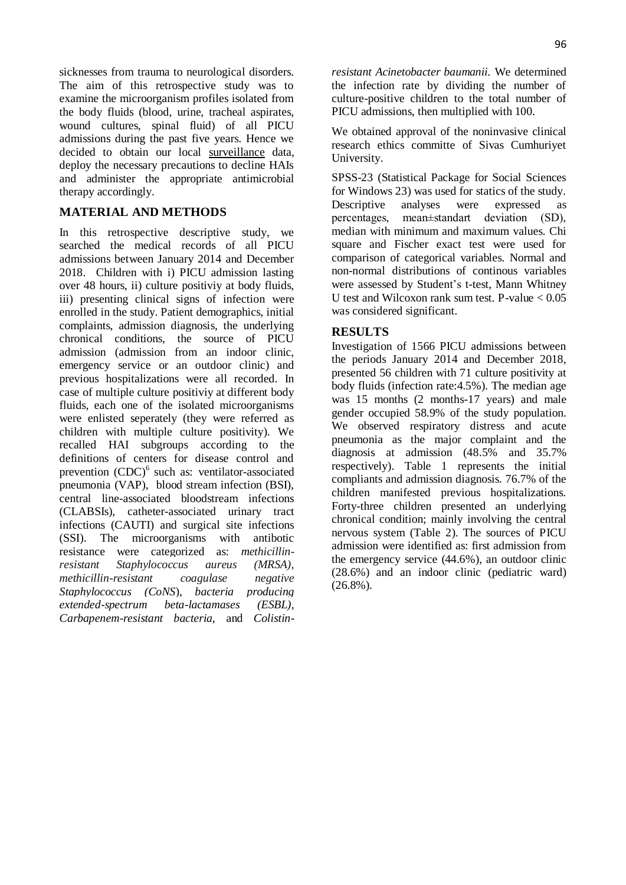sicknesses from trauma to neurological disorders. The aim of this retrospective study was to examine the microorganism profiles isolated from the body fluids (blood, urine, tracheal aspirates, wound cultures, spinal fluid) of all PICU admissions during the past five years. Hence we decided to obtain our local surveillance data, deploy the necessary precautions to decline HAIs and administer the appropriate antimicrobial therapy accordingly.

## MATERIAL AND METHODS

In this retrospective descriptive study, we searched the medical records of all PICU admissions between January 2014 and December 2018. Children with i) PICU admission lasting over 48 hours, ii) culture positiviy at body fluids, iii) presenting clinical signs of infection were enrolled in the study. Patient demographics, initial complaints, admission diagnosis, the underlying chronical conditions, the source of PICU admission (admission from an indoor clinic, emergency service or an outdoor clinic) and previous hospitalizations were all recorded. In case of multiple culture positiviy at different body fluids, each one of the isolated microorganisms were enlisted seperately (they were referred as children with multiple culture positivity). We recalled HAI subgroups according to the definitions of centers for disease control and prevention (CDC)[6] such as: ventilator-associated pneumonia (VAP), blood stream infection (BSI), central line-associated bloodstream infections (CLABSIs), catheter-associated urinary tract infections (CAUTI) and surgical site infections (SSI). The microorganisms with antibotic resistance were categorized as: *methicillin-resistant Staphylococcus aureus (MRSA), methicillin-resistant coagulase negative Staphylococcus (CoNS*), *bacteria producing extended-spectrum beta-lactamases (ESBL), Carbapenem-resistant bacteria*, and *Colistin-resistant Acinetobacter baumanii*. We determined the infection rate by dividing the number of culture-positive children to the total number of PICU admissions, then multiplied with 100.

We obtained approval of the noninvasive clinical research ethics committe of Sivas Cumhuriyet University.

SPSS-23 (Statistical Package for Social Sciences for Windows 23) was used for statics of the study. Descriptive analyses were expressed as percentages, mean±standart deviation (SD), median with minimum and maximum values. Chi square and Fischer exact test were used for comparison of categorical variables. Normal and non-normal distributions of continous variables were assessed by Student's t-test, Mann Whitney U test and Wilcoxon rank sum test. P-value $< 0.05$ was considered significant.

## RESULTS

Investigation of 1566 PICU admissions between the periods January 2014 and December 2018, presented 56 children with 71 culture positivity at body fluids (infection rate:4.5%). The median age was 15 months (2 months-17 years) and male gender occupied 58.9% of the study population. We observed respiratory distress and acute pneumonia as the major complaint and the diagnosis at admission (48.5% and 35.7% respectively). Table 1 represents the initial compliants and admission diagnosis. 76.7% of the children manifested previous hospitalizations. Forty-three children presented an underlying chronical condition; mainly involving the central nervous system (Table 2). The sources of PICU admission were identified as: first admission from the emergency service (44.6%), an outdoor clinic (28.6%) and an indoor clinic (pediatric ward) (26.8%).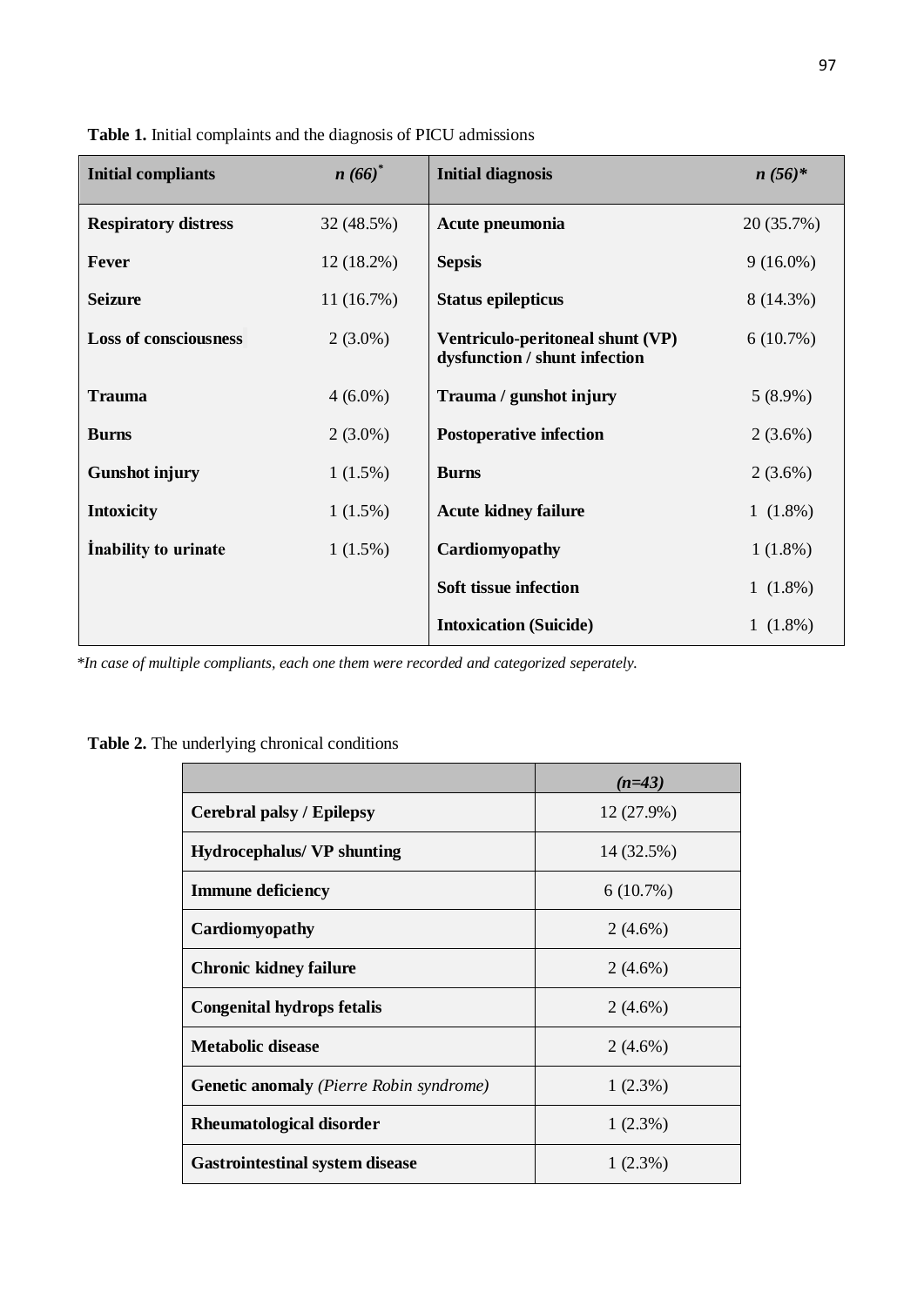**Table 1.** Initial complaints and the diagnosis of PICU admissions

| **Initial compliants** | ***n (66)**** | **Initial diagnosis** | ***n (56)**** |
|---|---|---|---|
| **Respiratory distress** | 32 (48.5%) | **Acute pneumonia** | 20 (35.7%) |
| **Fever** | 12 (18.2%) | **Sepsis** | 9 (16.0%) |
| **Seizure** | 11 (16.7%) | **Status epilepticus** | 8 (14.3%) |
| **Loss of consciousness** | 2 (3.0%) | **Ventriculo-peritoneal shunt (VP) dysfunction / shunt infection** | 6 (10.7%) |
| **Trauma** | 4 (6.0%) | **Trauma / gunshot injury** | 5 (8.9%) |
| **Burns** | 2 (3.0%) | **Postoperative infection** | 2 (3.6%) |
| **Gunshot injury** | 1 (1.5%) | **Burns** | 2 (3.6%) |
| **Intoxicity** | 1 (1.5%) | **Acute kidney failure** | 1 (1.8%) |
| **İnability to urinate** | 1 (1.5%) | **Cardiomyopathy** | 1 (1.8%) |
| | | **Soft tissue infection** | 1 (1.8%) |
| | | **Intoxication (Suicide)** | 1 (1.8%) |

*\*In case of multiple compliants, each one them were recorded and categorized seperately.*

**Table 2.** The underlying chronical conditions

| | ***(n=43)*** |
|---|---|
| **Cerebral palsy / Epilepsy** | 12 (27.9%) |
| **Hydrocephalus/ VP shunting** | 14 (32.5%) |
| **Immune deficiency** | 6 (10.7%) |
| **Cardiomyopathy** | 2 (4.6%) |
| **Chronic kidney failure** | 2 (4.6%) |
| **Congenital hydrops fetalis** | 2 (4.6%) |
| **Metabolic disease** | 2 (4.6%) |
| **Genetic anomaly** *(Pierre Robin syndrome)* | 1 (2.3%) |
| **Rheumatological disorder** | 1 (2.3%) |
| **Gastrointestinal system disease** | 1 (2.3%) |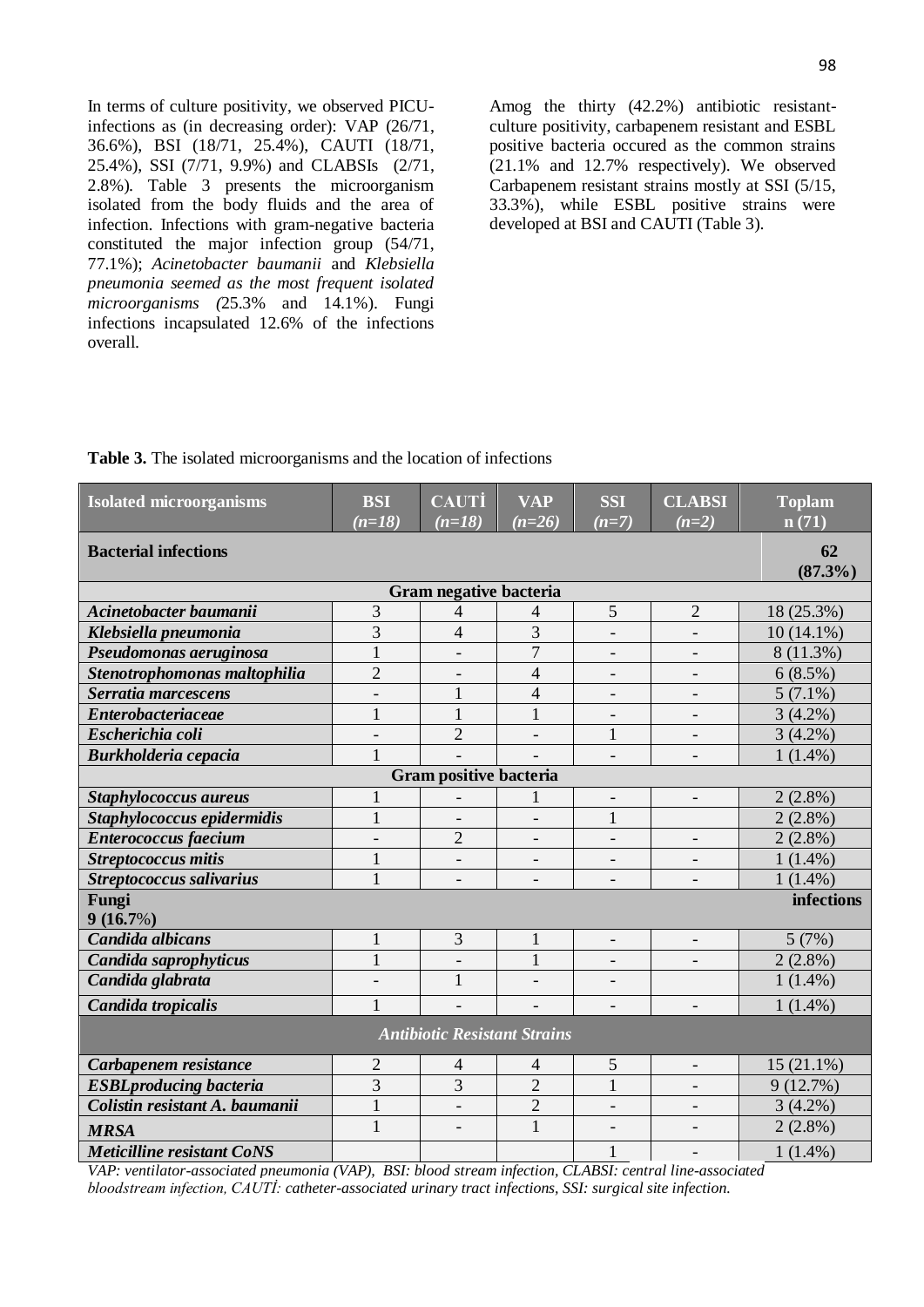In terms of culture positivity, we observed PICU-infections as (in decreasing order): VAP (26/71, 36.6%), BSI (18/71, 25.4%), CAUTI (18/71, 25.4%), SSI (7/71, 9.9%) and CLABSIs (2/71, 2.8%). Table 3 presents the microorganism isolated from the body fluids and the area of infection. Infections with gram-negative bacteria constituted the major infection group (54/71, 77.1%); *Acinetobacter baumanii* and *Klebsiella pneumonia seemed as the most frequent isolated microorganisms (*25.3% and 14.1%). Fungi infections incapsulated 12.6% of the infections overall.

Amog the thirty (42.2%) antibiotic resistant-culture positivity, carbapenem resistant and ESBL positive bacteria occured as the common strains (21.1% and 12.7% respectively). We observed Carbapenem resistant strains mostly at SSI (5/15, 33.3%), while ESBL positive strains were developed at BSI and CAUTI (Table 3).

**Table 3.** The isolated microorganisms and the location of infections

| Isolated microorganisms | BSI *(n=18)* | CAUTİ *(n=18)* | VAP *(n=26)* | SSI *(n=7)* | CLABSI *(n=2)* | Toplam n (71) |
|---|---|---|---|---|---|---|
| **Bacterial infections** | | | | | | **62 (87.3%)** |
| **Gram negative bacteria** | | | | | | |
| ***Acinetobacter baumanii*** | 3 | 4 | 4 | 5 | 2 | 18 (25.3%) |
| ***Klebsiella pneumonia*** | 3 | 4 | 3 | - | - | 10 (14.1%) |
| ***Pseudomonas aeruginosa*** | 1 | - | 7 | - | - | 8 (11.3%) |
| ***Stenotrophomonas maltophilia*** | 2 | - | 4 | - | - | 6 (8.5%) |
| ***Serratia marcescens*** | - | 1 | 4 | - | - | 5 (7.1%) |
| ***Enterobacteriaceae*** | 1 | 1 | 1 | - | - | 3 (4.2%) |
| ***Escherichia coli*** | - | 2 | - | 1 | - | 3 (4.2%) |
| ***Burkholderia cepacia*** | 1 | - | - | - | - | 1 (1.4%) |
| **Gram positive bacteria** | | | | | | |
| ***Staphylococcus aureus*** | 1 | - | 1 | - | - | 2 (2.8%) |
| ***Staphylococcus epidermidis*** | 1 | - | - | 1 | | 2 (2.8%) |
| ***Enterococcus faecium*** | - | 2 | - | - | - | 2 (2.8%) |
| ***Streptococcus mitis*** | 1 | - | - | - | - | 1 (1.4%) |
| ***Streptococcus salivarius*** | 1 | - | - | - | - | 1 (1.4%) |
| **Fungi infections 9 (16.7%)** | | | | | | |
| ***Candida albicans*** | 1 | 3 | 1 | - | - | 5 (7%) |
| ***Candida saprophyticus*** | 1 | - | 1 | - | - | 2 (2.8%) |
| ***Candida glabrata*** | - | 1 | - | - | | 1 (1.4%) |
| ***Candida tropicalis*** | 1 | - | - | - | - | 1 (1.4%) |
| ***Antibiotic Resistant Strains*** | | | | | | |
| ***Carbapenem resistance*** | 2 | 4 | 4 | 5 | - | 15 (21.1%) |
| ***ESBLproducing bacteria*** | 3 | 3 | 2 | 1 | - | 9 (12.7%) |
| ***Colistin resistant A. baumanii*** | 1 | - | 2 | - | - | 3 (4.2%) |
| ***MRSA*** | 1 | - | 1 | - | - | 2 (2.8%) |
| ***Meticilline resistant CoNS*** | | | | 1 | - | 1 (1.4%) |

*VAP: ventilator-associated pneumonia (VAP), BSI: blood stream infection, CLABSI: central line-associated bloodstream infection, CAUTİ: catheter-associated urinary tract infections, SSI: surgical site infection.*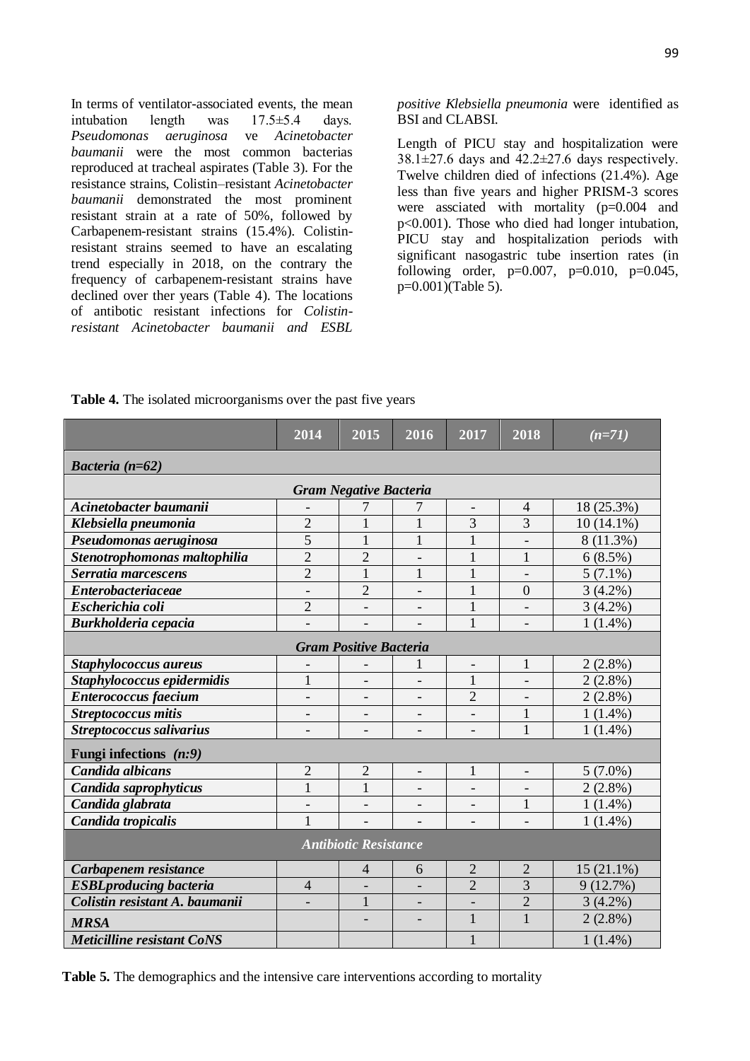In terms of ventilator-associated events, the mean intubation length was 17.5±5.4 days. *Pseudomonas aeruginosa* ve *Acinetobacter baumanii* were the most common bacterias reproduced at tracheal aspirates (Table 3). For the resistance strains, Colistin–resistant *Acinetobacter baumanii* demonstrated the most prominent resistant strain at a rate of 50%, followed by Carbapenem-resistant strains (15.4%). Colistin-resistant strains seemed to have an escalating trend especially in 2018, on the contrary the frequency of carbapenem-resistant strains have declined over ther years (Table 4). The locations of antibotic resistant infections for *Colistin-resistant Acinetobacter baumanii and ESBL positive Klebsiella pneumonia* were identified as BSI and CLABSI.

Length of PICU stay and hospitalization were 38.1±27.6 days and 42.2±27.6 days respectively. Twelve children died of infections (21.4%). Age less than five years and higher PRISM-3 scores were assciated with mortality ($p=0.004$ and $p<0.001$). Those who died had longer intubation, PICU stay and hospitalization periods with significant nasogastric tube insertion rates (in following order, $p=0.007$, $p=0.010$, $p=0.045$, $p=0.001$)(Table 5).

**Table 4.** The isolated microorganisms over the past five years

| | 2014 | 2015 | 2016 | 2017 | 2018 | *(n=71)* |
|---|---|---|---|---|---|---|
| ***Bacteria (n=62)*** | | | | | | |
| ***Gram Negative Bacteria*** | | | | | | |
| ***Acinetobacter baumanii*** | - | 7 | 7 | - | 4 | 18 (25.3%) |
| ***Klebsiella pneumonia*** | 2 | 1 | 1 | 3 | 3 | 10 (14.1%) |
| ***Pseudomonas aeruginosa*** | 5 | 1 | 1 | 1 | - | 8 (11.3%) |
| ***Stenotrophomonas maltophilia*** | 2 | 2 | - | 1 | 1 | 6 (8.5%) |
| ***Serratia marcescens*** | 2 | 1 | 1 | 1 | - | 5 (7.1%) |
| ***Enterobacteriaceae*** | - | 2 | - | 1 | 0 | 3 (4.2%) |
| ***Escherichia coli*** | 2 | - | - | 1 | - | 3 (4.2%) |
| ***Burkholderia cepacia*** | - | - | - | 1 | - | 1 (1.4%) |
| ***Gram Positive Bacteria*** | | | | | | |
| ***Staphylococcus aureus*** | - | - | 1 | - | 1 | 2 (2.8%) |
| ***Staphylococcus epidermidis*** | 1 | - | - | 1 | - | 2 (2.8%) |
| ***Enterococcus faecium*** | - | - | - | 2 | - | 2 (2.8%) |
| ***Streptococcus mitis*** | - | - | - | - | 1 | 1 (1.4%) |
| ***Streptococcus salivarius*** | - | - | - | - | 1 | 1 (1.4%) |
| **Fungi infections** ***(n:9)*** | | | | | | |
| ***Candida albicans*** | 2 | 2 | - | 1 | - | 5 (7.0%) |
| ***Candida saprophyticus*** | 1 | 1 | - | - | - | 2 (2.8%) |
| ***Candida glabrata*** | - | - | - | - | 1 | 1 (1.4%) |
| ***Candida tropicalis*** | 1 | - | - | - | - | 1 (1.4%) |
| ***Antibiotic Resistance*** | | | | | | |
| ***Carbapenem resistance*** | | 4 | 6 | 2 | 2 | 15 (21.1%) |
| ***ESBLproducing bacteria*** | 4 | - | - | 2 | 3 | 9 (12.7%) |
| ***Colistin resistant A. baumanii*** | - | 1 | - | - | 2 | 3 (4.2%) |
| ***MRSA*** | | - | - | 1 | 1 | 2 (2.8%) |
| ***Meticilline resistant CoNS*** | | | | 1 | | 1 (1.4%) |

**Table 5.** The demographics and the intensive care interventions according to mortality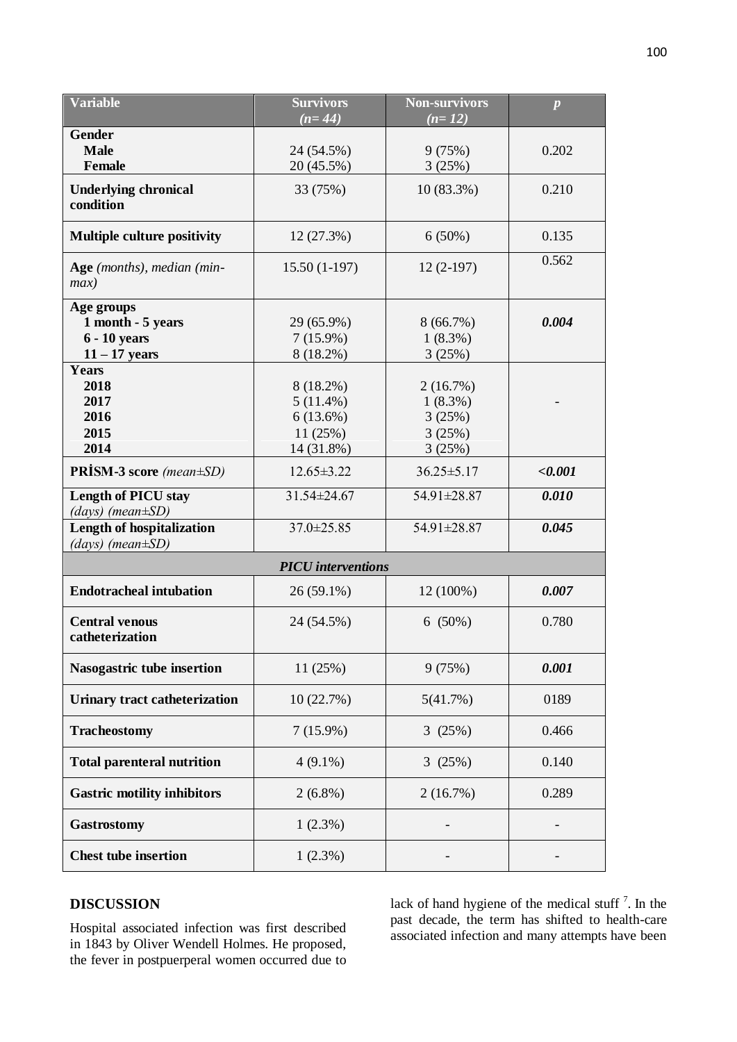| Variable | Survivors *(n= 44)* | Non-survivors *(n= 12)* | *p* |
|---|---|---|---|
| **Gender** | | | |
| **Male** | 24 (54.5%) | 9 (75%) | 0.202 |
| **Female** | 20 (45.5%) | 3 (25%) | |
| **Underlying chronical condition** | 33 (75%) | 10 (83.3%) | 0.210 |
| **Multiple culture positivity** | 12 (27.3%) | 6 (50%) | 0.135 |
| **Age** *(months), median (min-max)* | 15.50 (1-197) | 12 (2-197) | 0.562 |
| **Age groups** | | | |
| **1 month - 5 years** | 29 (65.9%) | 8 (66.7%) | ***0.004*** |
| **6 - 10 years** | 7 (15.9%) | 1 (8.3%) | |
| **11 – 17 years** | 8 (18.2%) | 3 (25%) | |
| **Years** | | | |
| **2018** | 8 (18.2%) | 2 (16.7%) | - |
| **2017** | 5 (11.4%) | 1 (8.3%) | |
| **2016** | 6 (13.6%) | 3 (25%) | |
| **2015** | 11 (25%) | 3 (25%) | |
| **2014** | 14 (31.8%) | 3 (25%) | |
| **PRİSM-3 score** *(mean±SD)* | 12.65±3.22 | 36.25±5.17 | ***<0.001*** |
| **Length of PICU stay** *(days) (mean±SD)* | 31.54±24.67 | 54.91±28.87 | ***0.010*** |
| **Length of hospitalization** *(days) (mean±SD)* | 37.0±25.85 | 54.91±28.87 | ***0.045*** |
| ***PICU interventions*** | | | |
| **Endotracheal intubation** | 26 (59.1%) | 12 (100%) | ***0.007*** |
| **Central venous catheterization** | 24 (54.5%) | 6 (50%) | 0.780 |
| **Nasogastric tube insertion** | 11 (25%) | 9 (75%) | ***0.001*** |
| **Urinary tract catheterization** | 10 (22.7%) | 5(41.7%) | 0189 |
| **Tracheostomy** | 7 (15.9%) | 3 (25%) | 0.466 |
| **Total parenteral nutrition** | 4 (9.1%) | 3 (25%) | 0.140 |
| **Gastric motility inhibitors** | 2 (6.8%) | 2 (16.7%) | 0.289 |
| **Gastrostomy** | 1 (2.3%) | - | - |
| **Chest tube insertion** | 1 (2.3%) | - | - |

## DISCUSSION

Hospital associated infection was first described in 1843 by Oliver Wendell Holmes. He proposed, the fever in postpuerperal women occurred due to lack of hand hygiene of the medical stuff [7]. In the past decade, the term has shifted to health-care associated infection and many attempts have been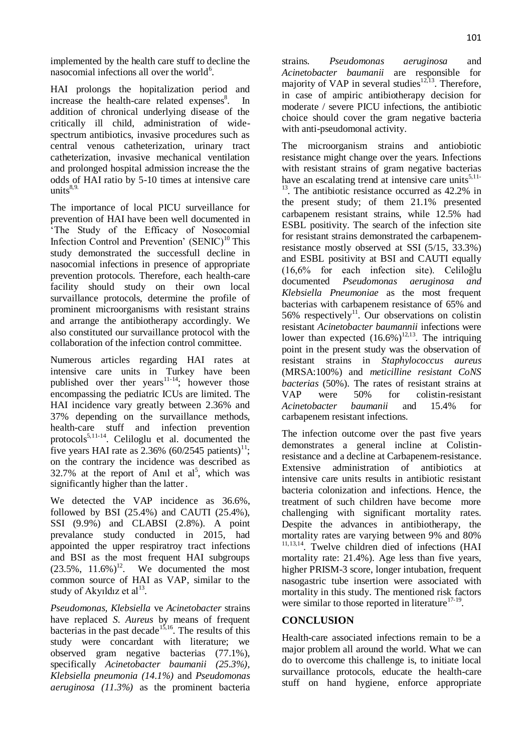implemented by the health care stuff to decline the nasocomial infections all over the world[6].

HAI prolongs the hopitalization period and increase the health-care related expenses[8]. In addition of chronical underlying disease of the critically ill child, administration of wide-spectrum antibiotics, invasive procedures such as central venous catheterization, urinary tract catheterization, invasive mechanical ventilation and prolonged hospital admission increase the the odds of HAI ratio by 5-10 times at intensive care units[8,9].

The importance of local PICU surveillance for prevention of HAI have been well documented in 'The Study of the Efficacy of Nosocomial Infection Control and Prevention' (SENIC)[10] This study demonstrated the successfull decline in nasocomial infections in presence of appropriate prevention protocols. Therefore, each health-care facility should study on their own local survaillance protocols, determine the profile of prominent microorganisms with resistant strains and arrange the antibiotherapy accordingly. We also constituted our survaillance protocol with the collaboration of the infection control committee.

Numerous articles regarding HAI rates at intensive care units in Turkey have been published over ther years[11-14]; however those encompassing the pediatric ICUs are limited. The HAI incidence vary greatly between 2.36% and 37% depending on the survaillance methods, health-care stuff and infection prevention protocols[5,11-14]. Celiloglu et al. documented the five years HAI rate as 2.36% (60/2545 patients)[11]; on the contrary the incidence was described as 32.7% at the report of Anıl et al[5], which was significantly higher than the latter.

We detected the VAP incidence as 36.6%, followed by BSI (25.4%) and CAUTI (25.4%), SSI (9.9%) and CLABSI (2.8%). A point prevalance study conducted in 2015, had appointed the upper respiratroy tract infections and BSI as the most frequent HAI subgroups (23.5%, 11.6%)[12]. We documented the most common source of HAI as VAP, similar to the study of Akyıldız et al[13].

*Pseudomonas, Klebsiella* ve *Acinetobacter* strains have replaced *S. Aureus* by means of frequent bacterias in the past decade[15,16]. The results of this study were concardant with literature; we observed gram negative bacterias (77.1%), specifically *Acinetobacter baumanii (25.3%), Klebsiella pneumonia (14.1%)* and *Pseudomonas aeruginosa (11.3%)* as the prominent bacteria strains. *Pseudomonas aeruginosa* and *Acinetobacter baumanii* are responsible for majority of VAP in several studies[12,13]. Therefore, in case of ampiric antibiotherapy decision for moderate / severe PICU infections, the antibiotic choice should cover the gram negative bacteria with anti-pseudomonal activity.

The microorganism strains and antiobiotic resistance might change over the years. Infections with resistant strains of gram negative bacterias have an escalating trend at intensive care units[5,11-13]. The antibiotic resistance occurred as 42.2% in the present study; of them 21.1% presented carbapenem resistant strains, while 12.5% had ESBL positivity. The search of the infection site for resistant strains demonstrated the carbapenem-resistance mostly observed at SSI (5/15, 33.3%) and ESBL positivity at BSI and CAUTI equally (16,6% for each infection site). Celiloğlu documented *Pseudomonas aeruginosa and Klebsiella Pneumoniae* as the most frequent bacterias with carbapenem resistance of 65% and 56% respectively[11]. Our observations on colistin resistant *Acinetobacter baumannii* infections were lower than expected (16.6%)[12,13]. The intriquing point in the present study was the observation of resistant strains in *Staphylococcus aureus* (MRSA:100%) and *meticilline resistant CoNS bacterias* (50%). The rates of resistant strains at VAP were 50% for colistin-resistant *Acinetobacter baumanii* and 15.4% for carbapenem resistant infections.

The infection outcome over the past five years demonstrates a general incline at Colistin-resistance and a decline at Carbapenem-resistance. Extensive administration of antibiotics at intensive care units results in antibiotic resistant bacteria colonization and infections. Hence, the treatment of such children have become more challenging with significant mortality rates. Despite the advances in antibiotherapy, the mortality rates are varying between 9% and 80%[11,13,14]. Twelve children died of infections (HAI mortality rate: 21.4%). Age less than five years, higher PRISM-3 score, longer intubation, frequent nasogastric tube insertion were associated with mortality in this study. The mentioned risk factors were similar to those reported in literature[17-19].

## CONCLUSION

Health-care associated infections remain to be a major problem all around the world. What we can do to overcome this challenge is, to initiate local survaillance protocols, educate the health-care stuff on hand hygiene, enforce appropriate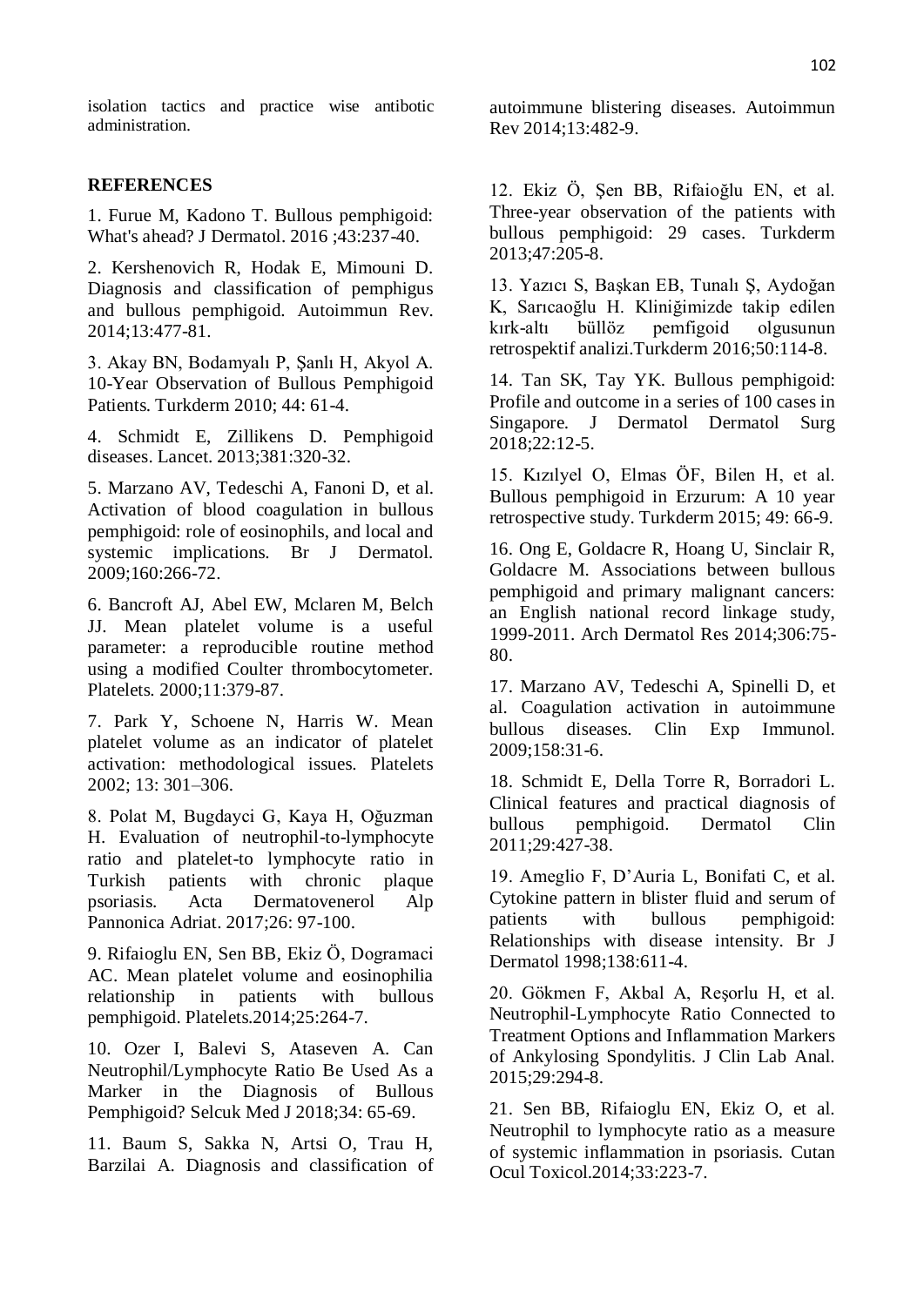isolation tactics and practice wise antibotic administration.

## REFERENCES

1. Furue M, Kadono T. Bullous pemphigoid: What's ahead? J Dermatol. 2016 ;43:237-40.

2. Kershenovich R, Hodak E, Mimouni D. Diagnosis and classification of pemphigus and bullous pemphigoid. Autoimmun Rev. 2014;13:477-81.

3. Akay BN, Bodamyalı P, Şanlı H, Akyol A. 10-Year Observation of Bullous Pemphigoid Patients. Turkderm 2010; 44: 61-4.

4. Schmidt E, Zillikens D. Pemphigoid diseases. Lancet. 2013;381:320-32.

5. Marzano AV, Tedeschi A, Fanoni D, et al. Activation of blood coagulation in bullous pemphigoid: role of eosinophils, and local and systemic implications. Br J Dermatol. 2009;160:266-72.

6. Bancroft AJ, Abel EW, Mclaren M, Belch JJ. Mean platelet volume is a useful parameter: a reproducible routine method using a modified Coulter thrombocytometer. Platelets. 2000;11:379-87.

7. Park Y, Schoene N, Harris W. Mean platelet volume as an indicator of platelet activation: methodological issues. Platelets 2002; 13: 301–306.

8. Polat M, Bugdayci G, Kaya H, Oğuzman H. Evaluation of neutrophil-to-lymphocyte ratio and platelet-to lymphocyte ratio in Turkish patients with chronic plaque psoriasis. Acta Dermatovenerol Alp Pannonica Adriat. 2017;26: 97-100.

9. Rifaioglu EN, Sen BB, Ekiz Ö, Dogramaci AC. Mean platelet volume and eosinophilia relationship in patients with bullous pemphigoid. Platelets.2014;25:264-7.

10. Ozer I, Balevi S, Ataseven A. Can Neutrophil/Lymphocyte Ratio Be Used As a Marker in the Diagnosis of Bullous Pemphigoid? Selcuk Med J 2018;34: 65-69.

11. Baum S, Sakka N, Artsi O, Trau H, Barzilai A. Diagnosis and classification of autoimmune blistering diseases. Autoimmun Rev 2014;13:482-9.

12. Ekiz Ö, Şen BB, Rifaioğlu EN, et al. Three-year observation of the patients with bullous pemphigoid: 29 cases. Turkderm 2013;47:205-8.

13. Yazıcı S, Başkan EB, Tunalı Ş, Aydoğan K, Sarıcaoğlu H. Kliniğimizde takip edilen kırk-altı büllöz pemfigoid olgusunun retrospektif analizi.Turkderm 2016;50:114-8.

14. Tan SK, Tay YK. Bullous pemphigoid: Profile and outcome in a series of 100 cases in Singapore. J Dermatol Dermatol Surg 2018;22:12-5.

15. Kızılyel O, Elmas ÖF, Bilen H, et al. Bullous pemphigoid in Erzurum: A 10 year retrospective study. Turkderm 2015; 49: 66-9.

16. Ong E, Goldacre R, Hoang U, Sinclair R, Goldacre M. Associations between bullous pemphigoid and primary malignant cancers: an English national record linkage study, 1999-2011. Arch Dermatol Res 2014;306:75-80.

17. Marzano AV, Tedeschi A, Spinelli D, et al. Coagulation activation in autoimmune bullous diseases. Clin Exp Immunol. 2009;158:31-6.

18. Schmidt E, Della Torre R, Borradori L. Clinical features and practical diagnosis of bullous pemphigoid. Dermatol Clin 2011;29:427-38.

19. Ameglio F, D'Auria L, Bonifati C, et al. Cytokine pattern in blister fluid and serum of patients with bullous pemphigoid: Relationships with disease intensity. Br J Dermatol 1998;138:611-4.

20. Gökmen F, Akbal A, Reşorlu H, et al. Neutrophil-Lymphocyte Ratio Connected to Treatment Options and Inflammation Markers of Ankylosing Spondylitis. J Clin Lab Anal. 2015;29:294-8.

21. Sen BB, Rifaioglu EN, Ekiz O, et al. Neutrophil to lymphocyte ratio as a measure of systemic inflammation in psoriasis. Cutan Ocul Toxicol.2014;33:223-7.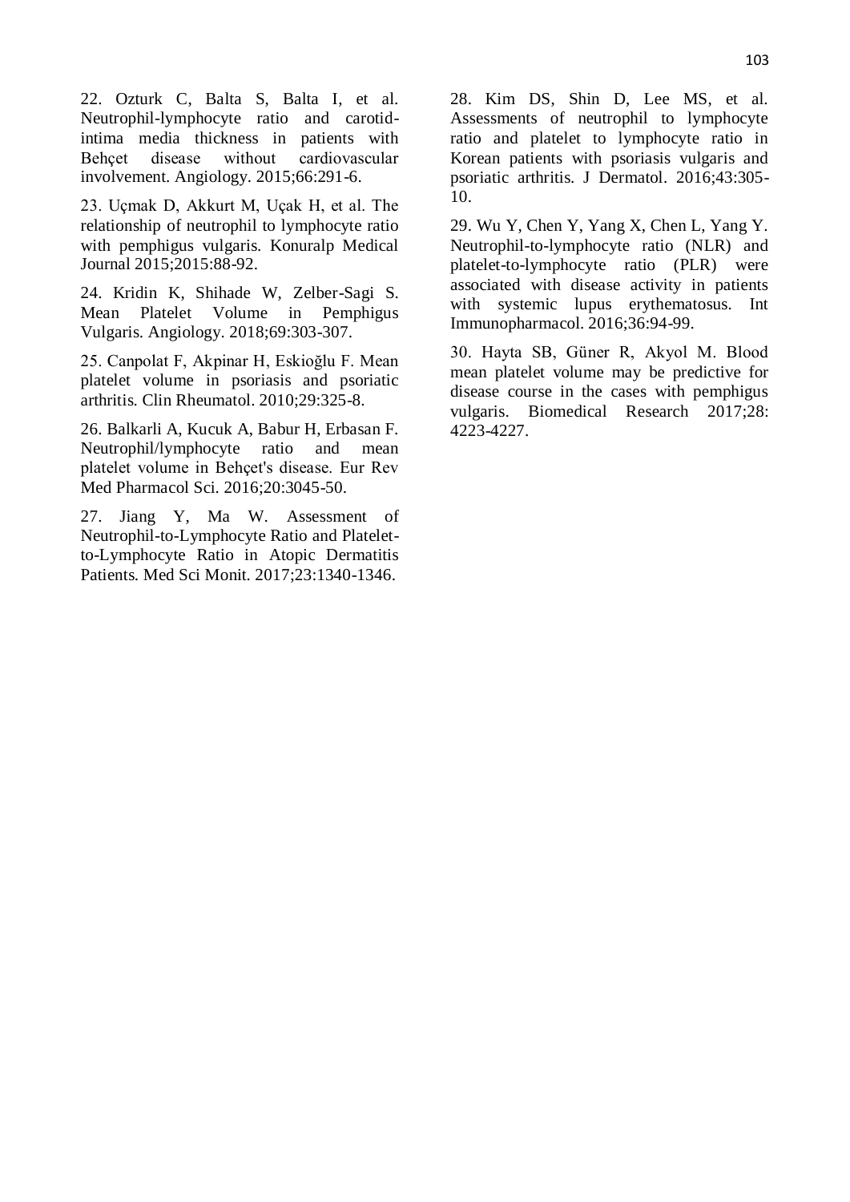22. Ozturk C, Balta S, Balta I, et al. Neutrophil-lymphocyte ratio and carotid-intima media thickness in patients with Behçet disease without cardiovascular involvement. Angiology. 2015;66:291-6.

23. Uçmak D, Akkurt M, Uçak H, et al. The relationship of neutrophil to lymphocyte ratio with pemphigus vulgaris. Konuralp Medical Journal 2015;2015:88-92.

24. Kridin K, Shihade W, Zelber-Sagi S. Mean Platelet Volume in Pemphigus Vulgaris. Angiology. 2018;69:303-307.

25. Canpolat F, Akpinar H, Eskioğlu F. Mean platelet volume in psoriasis and psoriatic arthritis. Clin Rheumatol. 2010;29:325-8.

26. Balkarli A, Kucuk A, Babur H, Erbasan F. Neutrophil/lymphocyte ratio and mean platelet volume in Behçet's disease. Eur Rev Med Pharmacol Sci. 2016;20:3045-50.

27. Jiang Y, Ma W. Assessment of Neutrophil-to-Lymphocyte Ratio and Platelet-to-Lymphocyte Ratio in Atopic Dermatitis Patients. Med Sci Monit. 2017;23:1340-1346.

28. Kim DS, Shin D, Lee MS, et al. Assessments of neutrophil to lymphocyte ratio and platelet to lymphocyte ratio in Korean patients with psoriasis vulgaris and psoriatic arthritis. J Dermatol. 2016;43:305-10.

29. Wu Y, Chen Y, Yang X, Chen L, Yang Y. Neutrophil-to-lymphocyte ratio (NLR) and platelet-to-lymphocyte ratio (PLR) were associated with disease activity in patients with systemic lupus erythematosus. Int Immunopharmacol. 2016;36:94-99.

30. Hayta SB, Güner R, Akyol M. Blood mean platelet volume may be predictive for disease course in the cases with pemphigus vulgaris. Biomedical Research 2017;28: 4223-4227.